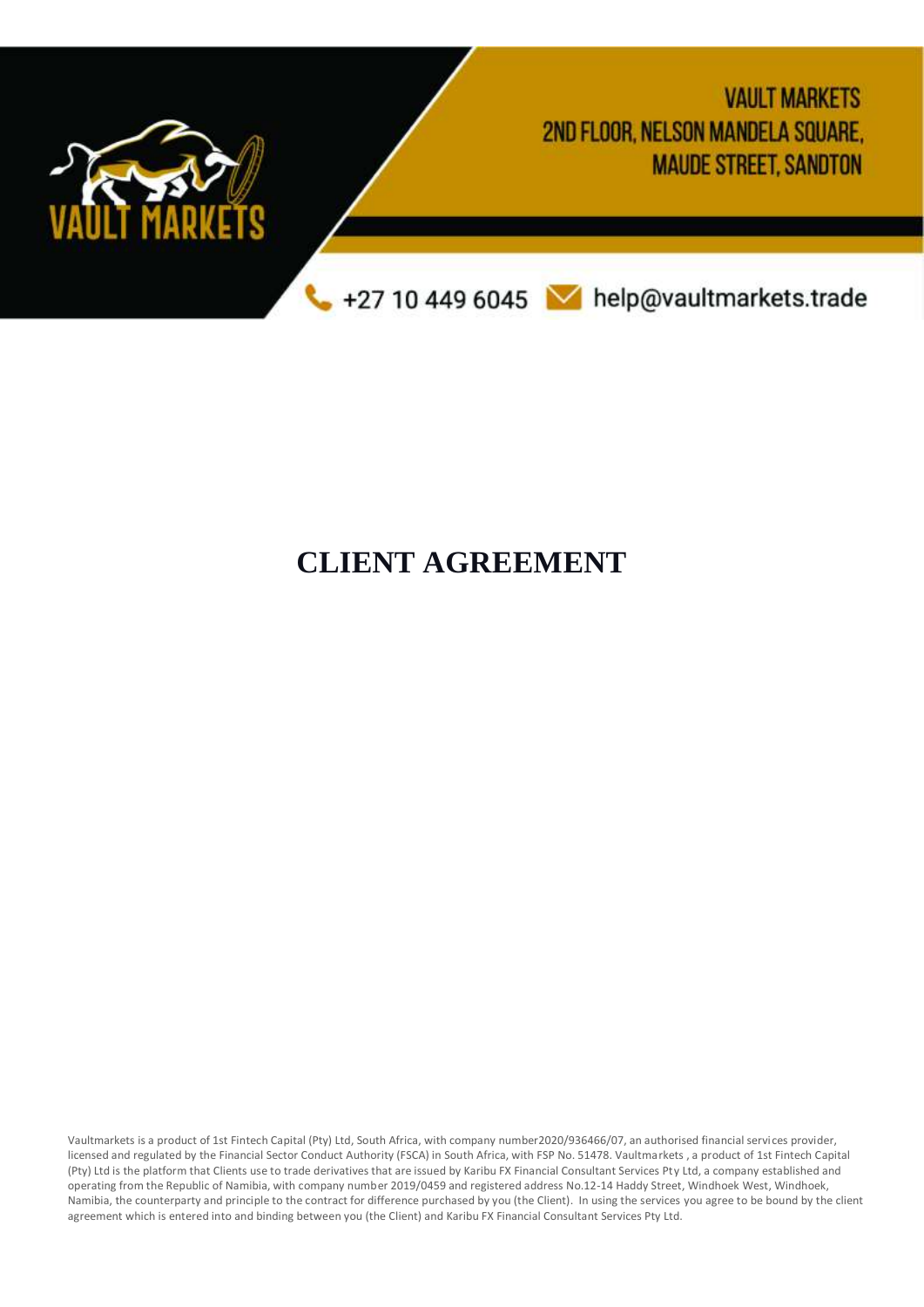VAULT MARKETS
2ND FLOOR, NELSON MANDELA SQUARE,
MAUDE STREET, SANDTON

+27 10 449 6045 help@vaultmarkets.trade

# CLIENT AGREEMENT

Vaultmarkets is a product of 1st Fintech Capital (Pty) Ltd, South Africa, with company number2020/936466/07, an authorised financial services provider, licensed and regulated by the Financial Sector Conduct Authority (FSCA) in South Africa, with FSP No. 51478. Vaultmarkets , a product of 1st Fintech Capital (Pty) Ltd is the platform that Clients use to trade derivatives that are issued by Karibu FX Financial Consultant Services Pty Ltd, a company established and operating from the Republic of Namibia, with company number 2019/0459 and registered address No.12-14 Haddy Street, Windhoek West, Windhoek, Namibia, the counterparty and principle to the contract for difference purchased by you (the Client). In using the services you agree to be bound by the client agreement which is entered into and binding between you (the Client) and Karibu FX Financial Consultant Services Pty Ltd.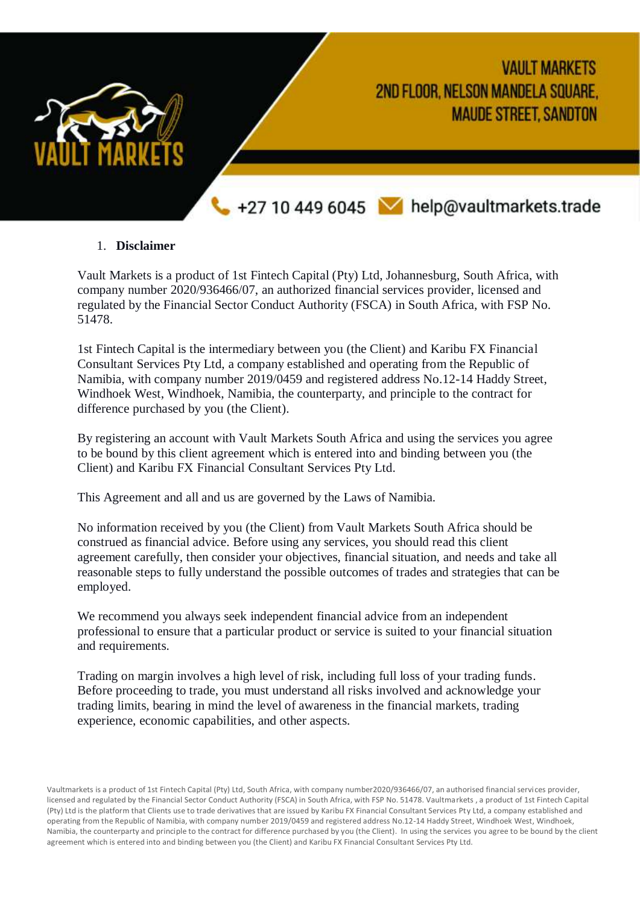1. **Disclaimer**

Vault Markets is a product of 1st Fintech Capital (Pty) Ltd, Johannesburg, South Africa, with company number 2020/936466/07, an authorized financial services provider, licensed and regulated by the Financial Sector Conduct Authority (FSCA) in South Africa, with FSP No. 51478.

1st Fintech Capital is the intermediary between you (the Client) and Karibu FX Financial Consultant Services Pty Ltd, a company established and operating from the Republic of Namibia, with company number 2019/0459 and registered address No.12-14 Haddy Street, Windhoek West, Windhoek, Namibia, the counterparty, and principle to the contract for difference purchased by you (the Client).

By registering an account with Vault Markets South Africa and using the services you agree to be bound by this client agreement which is entered into and binding between you (the Client) and Karibu FX Financial Consultant Services Pty Ltd.

This Agreement and all and us are governed by the Laws of Namibia.

No information received by you (the Client) from Vault Markets South Africa should be construed as financial advice. Before using any services, you should read this client agreement carefully, then consider your objectives, financial situation, and needs and take all reasonable steps to fully understand the possible outcomes of trades and strategies that can be employed.

We recommend you always seek independent financial advice from an independent professional to ensure that a particular product or service is suited to your financial situation and requirements.

Trading on margin involves a high level of risk, including full loss of your trading funds. Before proceeding to trade, you must understand all risks involved and acknowledge your trading limits, bearing in mind the level of awareness in the financial markets, trading experience, economic capabilities, and other aspects.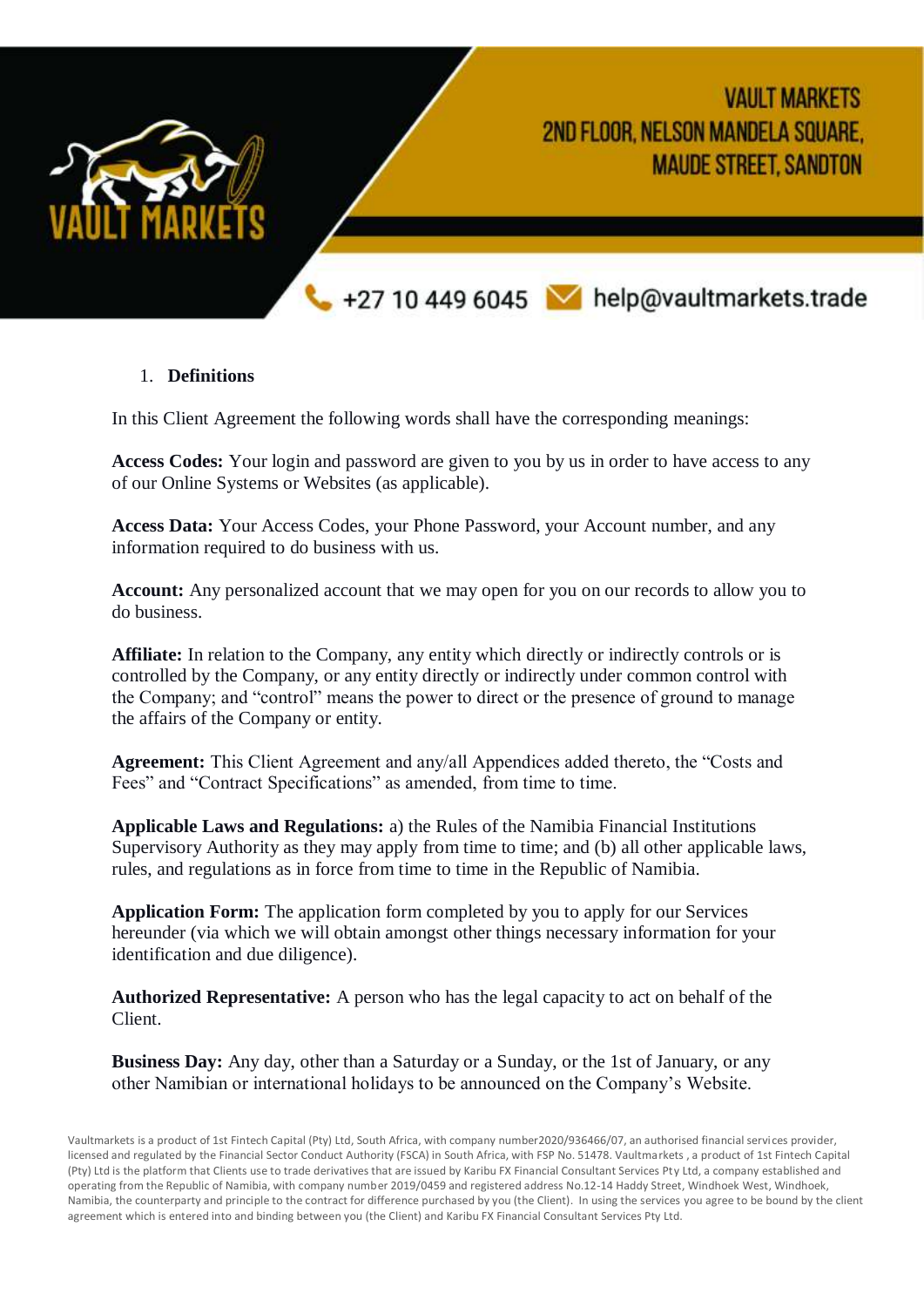1. **Definitions**

In this Client Agreement the following words shall have the corresponding meanings:

**Access Codes:** Your login and password are given to you by us in order to have access to any of our Online Systems or Websites (as applicable).

**Access Data:** Your Access Codes, your Phone Password, your Account number, and any information required to do business with us.

**Account:** Any personalized account that we may open for you on our records to allow you to do business.

**Affiliate:** In relation to the Company, any entity which directly or indirectly controls or is controlled by the Company, or any entity directly or indirectly under common control with the Company; and "control" means the power to direct or the presence of ground to manage the affairs of the Company or entity.

**Agreement:** This Client Agreement and any/all Appendices added thereto, the "Costs and Fees" and "Contract Specifications" as amended, from time to time.

**Applicable Laws and Regulations:** a) the Rules of the Namibia Financial Institutions Supervisory Authority as they may apply from time to time; and (b) all other applicable laws, rules, and regulations as in force from time to time in the Republic of Namibia.

**Application Form:** The application form completed by you to apply for our Services hereunder (via which we will obtain amongst other things necessary information for your identification and due diligence).

**Authorized Representative:** A person who has the legal capacity to act on behalf of the Client.

**Business Day:** Any day, other than a Saturday or a Sunday, or the 1st of January, or any other Namibian or international holidays to be announced on the Company's Website.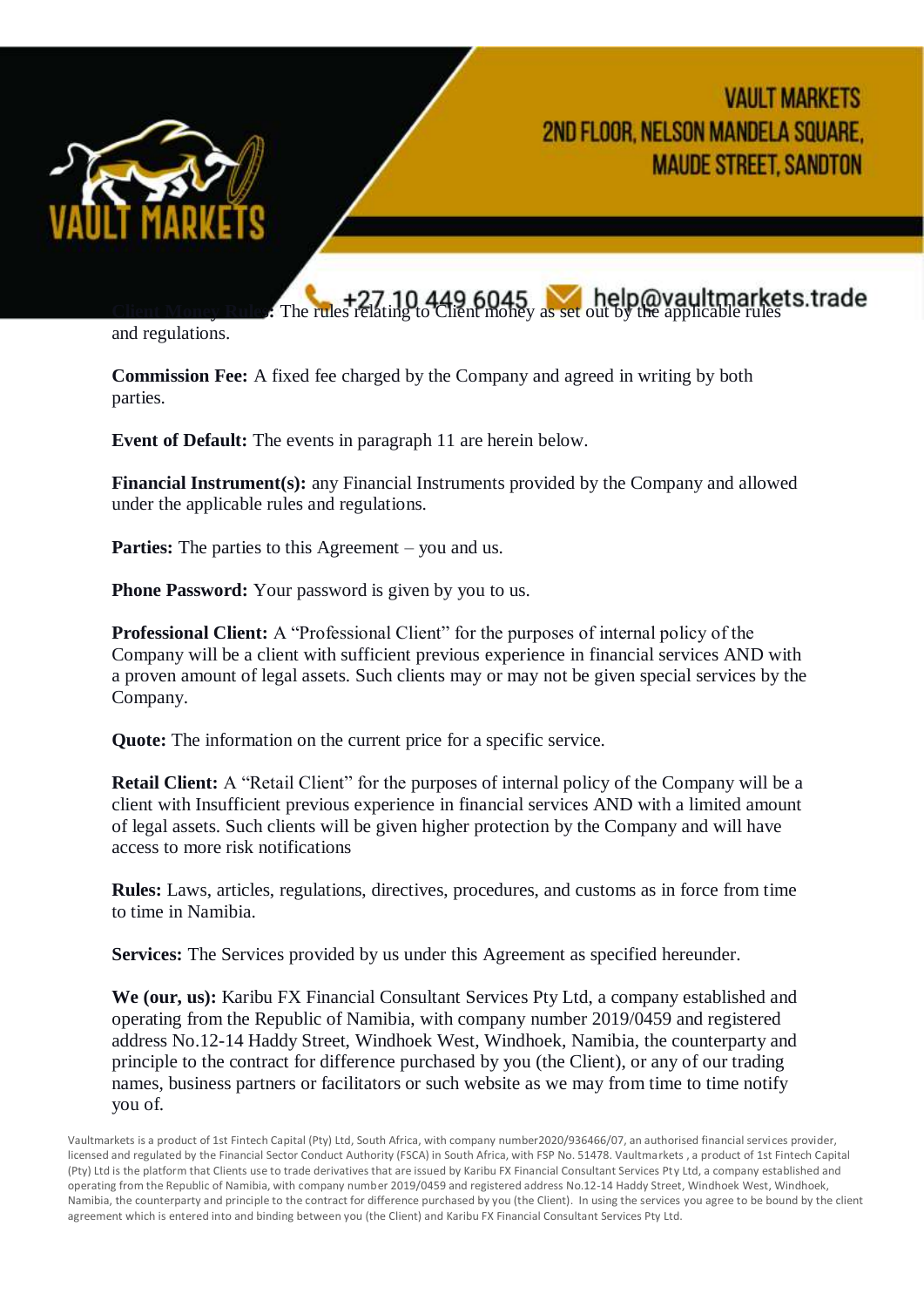**Client Money Rules:** The rules relating to Client money as set out by the applicable rules and regulations.

**Commission Fee:** A fixed fee charged by the Company and agreed in writing by both parties.

**Event of Default:** The events in paragraph 11 are herein below.

**Financial Instrument(s):** any Financial Instruments provided by the Company and allowed under the applicable rules and regulations.

**Parties:** The parties to this Agreement – you and us.

**Phone Password:** Your password is given by you to us.

**Professional Client:** A "Professional Client" for the purposes of internal policy of the Company will be a client with sufficient previous experience in financial services AND with a proven amount of legal assets. Such clients may or may not be given special services by the Company.

**Quote:** The information on the current price for a specific service.

**Retail Client:** A "Retail Client" for the purposes of internal policy of the Company will be a client with Insufficient previous experience in financial services AND with a limited amount of legal assets. Such clients will be given higher protection by the Company and will have access to more risk notifications

**Rules:** Laws, articles, regulations, directives, procedures, and customs as in force from time to time in Namibia.

**Services:** The Services provided by us under this Agreement as specified hereunder.

**We (our, us):** Karibu FX Financial Consultant Services Pty Ltd, a company established and operating from the Republic of Namibia, with company number 2019/0459 and registered address No.12-14 Haddy Street, Windhoek West, Windhoek, Namibia, the counterparty and principle to the contract for difference purchased by you (the Client), or any of our trading names, business partners or facilitators or such website as we may from time to time notify you of.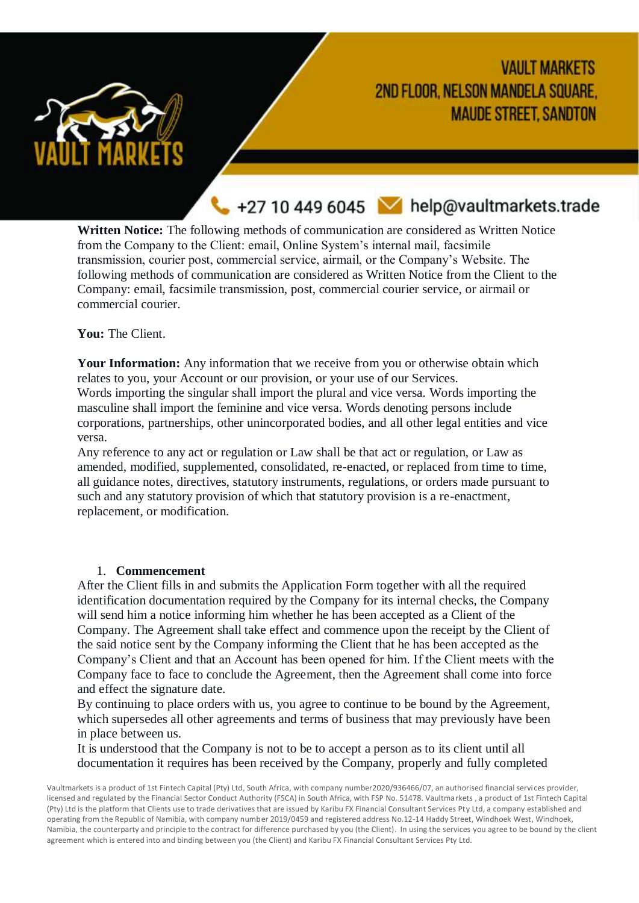**Written Notice:** The following methods of communication are considered as Written Notice from the Company to the Client: email, Online System's internal mail, facsimile transmission, courier post, commercial service, airmail, or the Company's Website. The following methods of communication are considered as Written Notice from the Client to the Company: email, facsimile transmission, post, commercial courier service, or airmail or commercial courier.

**You:** The Client.

**Your Information:** Any information that we receive from you or otherwise obtain which relates to you, your Account or our provision, or your use of our Services.
Words importing the singular shall import the plural and vice versa. Words importing the masculine shall import the feminine and vice versa. Words denoting persons include corporations, partnerships, other unincorporated bodies, and all other legal entities and vice versa.
Any reference to any act or regulation or Law shall be that act or regulation, or Law as amended, modified, supplemented, consolidated, re-enacted, or replaced from time to time, all guidance notes, directives, statutory instruments, regulations, or orders made pursuant to such and any statutory provision of which that statutory provision is a re-enactment, replacement, or modification.

1. **Commencement**

After the Client fills in and submits the Application Form together with all the required identification documentation required by the Company for its internal checks, the Company will send him a notice informing him whether he has been accepted as a Client of the Company. The Agreement shall take effect and commence upon the receipt by the Client of the said notice sent by the Company informing the Client that he has been accepted as the Company's Client and that an Account has been opened for him. If the Client meets with the Company face to face to conclude the Agreement, then the Agreement shall come into force and effect the signature date.
By continuing to place orders with us, you agree to continue to be bound by the Agreement, which supersedes all other agreements and terms of business that may previously have been in place between us.
It is understood that the Company is not to be to accept a person as to its client until all documentation it requires has been received by the Company, properly and fully completed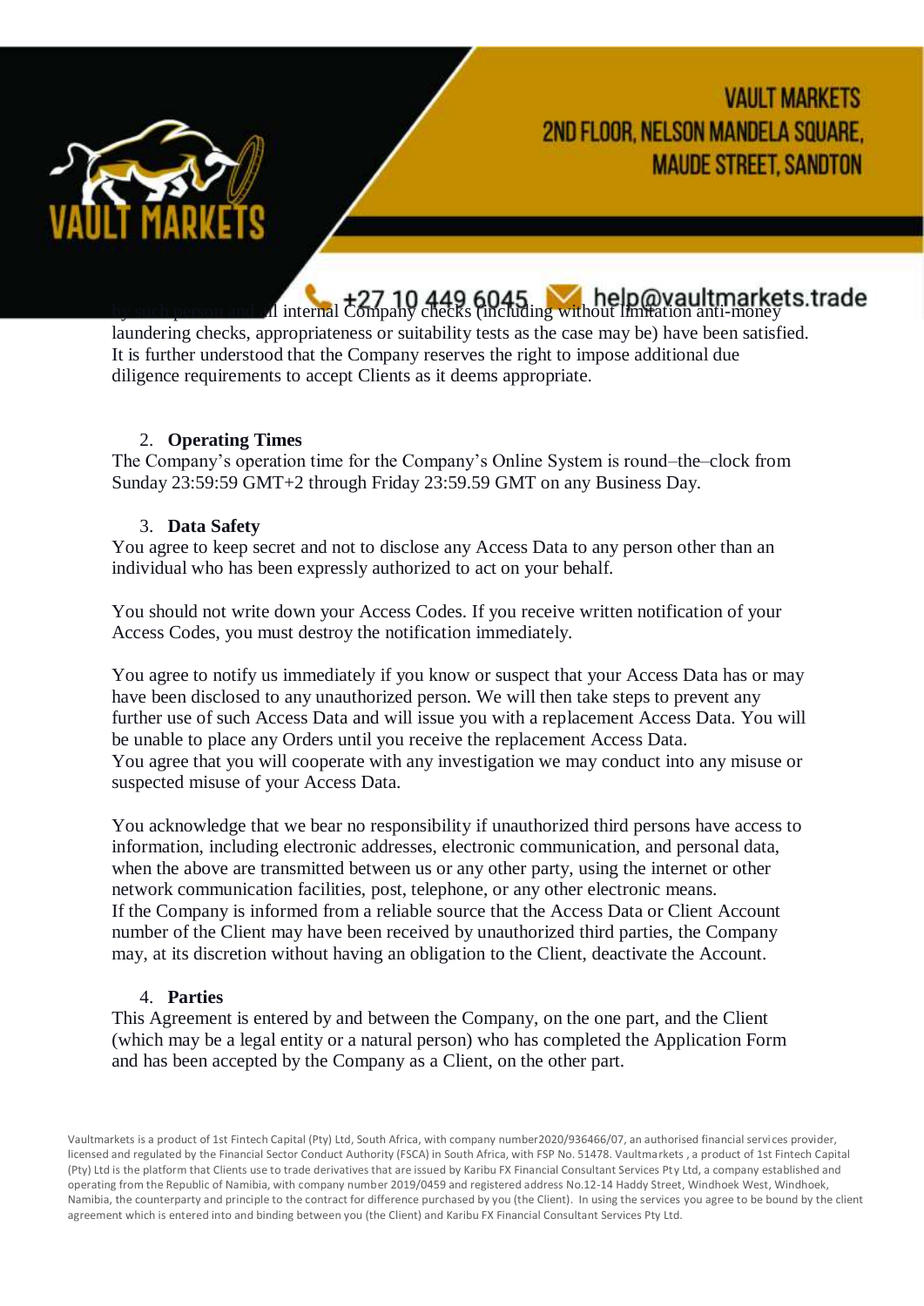by such person and all internal Company checks (including without limitation anti-money laundering checks, appropriateness or suitability tests as the case may be) have been satisfied. It is further understood that the Company reserves the right to impose additional due diligence requirements to accept Clients as it deems appropriate.

2. **Operating Times**

The Company's operation time for the Company's Online System is round–the–clock from Sunday 23:59:59 GMT+2 through Friday 23:59.59 GMT on any Business Day.

3. **Data Safety**

You agree to keep secret and not to disclose any Access Data to any person other than an individual who has been expressly authorized to act on your behalf.

You should not write down your Access Codes. If you receive written notification of your Access Codes, you must destroy the notification immediately.

You agree to notify us immediately if you know or suspect that your Access Data has or may have been disclosed to any unauthorized person. We will then take steps to prevent any further use of such Access Data and will issue you with a replacement Access Data. You will be unable to place any Orders until you receive the replacement Access Data.
You agree that you will cooperate with any investigation we may conduct into any misuse or suspected misuse of your Access Data.

You acknowledge that we bear no responsibility if unauthorized third persons have access to information, including electronic addresses, electronic communication, and personal data, when the above are transmitted between us or any other party, using the internet or other network communication facilities, post, telephone, or any other electronic means.
If the Company is informed from a reliable source that the Access Data or Client Account number of the Client may have been received by unauthorized third parties, the Company may, at its discretion without having an obligation to the Client, deactivate the Account.

4. **Parties**

This Agreement is entered by and between the Company, on the one part, and the Client (which may be a legal entity or a natural person) who has completed the Application Form and has been accepted by the Company as a Client, on the other part.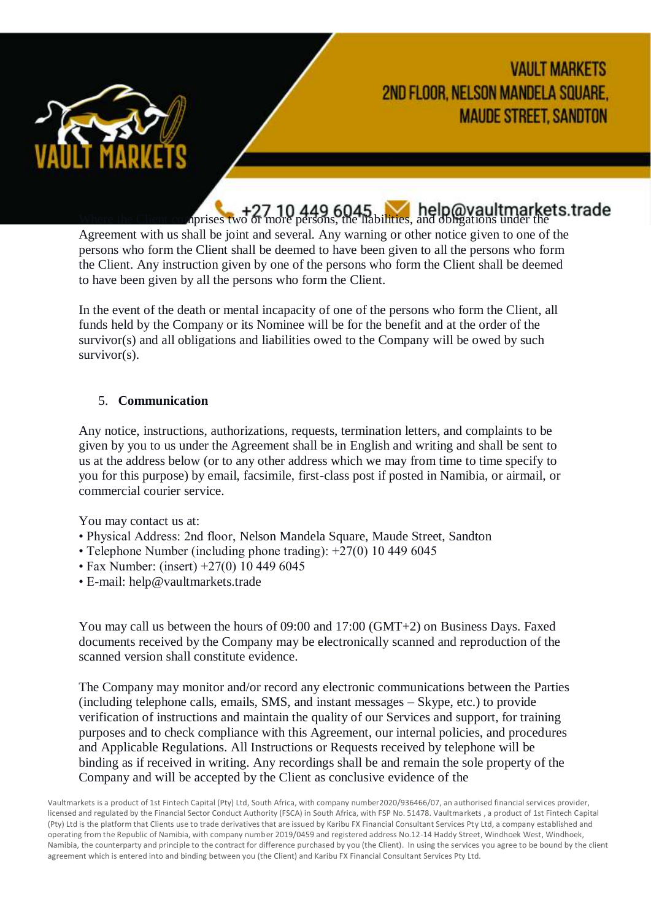Where the Client comprises two or more persons, the liabilities, and obligations under the Agreement with us shall be joint and several. Any warning or other notice given to one of the persons who form the Client shall be deemed to have been given to all the persons who form the Client. Any instruction given by one of the persons who form the Client shall be deemed to have been given by all the persons who form the Client.

In the event of the death or mental incapacity of one of the persons who form the Client, all funds held by the Company or its Nominee will be for the benefit and at the order of the survivor(s) and all obligations and liabilities owed to the Company will be owed by such survivor(s).

5. **Communication**

Any notice, instructions, authorizations, requests, termination letters, and complaints to be given by you to us under the Agreement shall be in English and writing and shall be sent to us at the address below (or to any other address which we may from time to time specify to you for this purpose) by email, facsimile, first-class post if posted in Namibia, or airmail, or commercial courier service.

You may contact us at:

- Physical Address: 2nd floor, Nelson Mandela Square, Maude Street, Sandton
- Telephone Number (including phone trading): +27(0) 10 449 6045
- Fax Number: (insert) +27(0) 10 449 6045
- E-mail: help@vaultmarkets.trade

You may call us between the hours of 09:00 and 17:00 (GMT+2) on Business Days. Faxed documents received by the Company may be electronically scanned and reproduction of the scanned version shall constitute evidence.

The Company may monitor and/or record any electronic communications between the Parties (including telephone calls, emails, SMS, and instant messages – Skype, etc.) to provide verification of instructions and maintain the quality of our Services and support, for training purposes and to check compliance with this Agreement, our internal policies, and procedures and Applicable Regulations. All Instructions or Requests received by telephone will be binding as if received in writing. Any recordings shall be and remain the sole property of the Company and will be accepted by the Client as conclusive evidence of the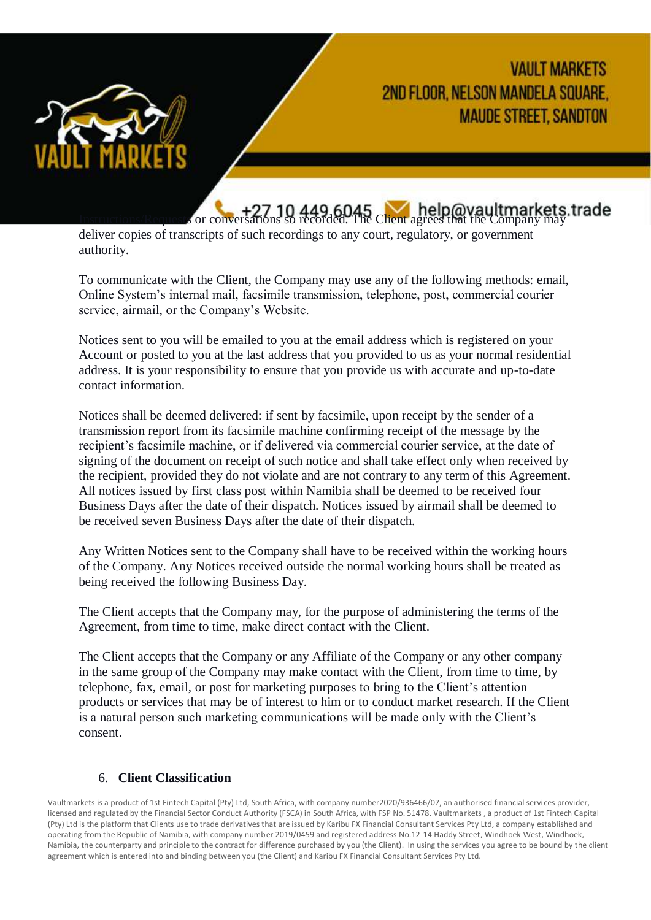Instructions/Requests or conversations so recorded. The Client agrees that the Company may deliver copies of transcripts of such recordings to any court, regulatory, or government authority.

To communicate with the Client, the Company may use any of the following methods: email, Online System's internal mail, facsimile transmission, telephone, post, commercial courier service, airmail, or the Company's Website.

Notices sent to you will be emailed to you at the email address which is registered on your Account or posted to you at the last address that you provided to us as your normal residential address. It is your responsibility to ensure that you provide us with accurate and up-to-date contact information.

Notices shall be deemed delivered: if sent by facsimile, upon receipt by the sender of a transmission report from its facsimile machine confirming receipt of the message by the recipient's facsimile machine, or if delivered via commercial courier service, at the date of signing of the document on receipt of such notice and shall take effect only when received by the recipient, provided they do not violate and are not contrary to any term of this Agreement. All notices issued by first class post within Namibia shall be deemed to be received four Business Days after the date of their dispatch. Notices issued by airmail shall be deemed to be received seven Business Days after the date of their dispatch.

Any Written Notices sent to the Company shall have to be received within the working hours of the Company. Any Notices received outside the normal working hours shall be treated as being received the following Business Day.

The Client accepts that the Company may, for the purpose of administering the terms of the Agreement, from time to time, make direct contact with the Client.

The Client accepts that the Company or any Affiliate of the Company or any other company in the same group of the Company may make contact with the Client, from time to time, by telephone, fax, email, or post for marketing purposes to bring to the Client's attention products or services that may be of interest to him or to conduct market research. If the Client is a natural person such marketing communications will be made only with the Client's consent.

## 6. **Client Classification**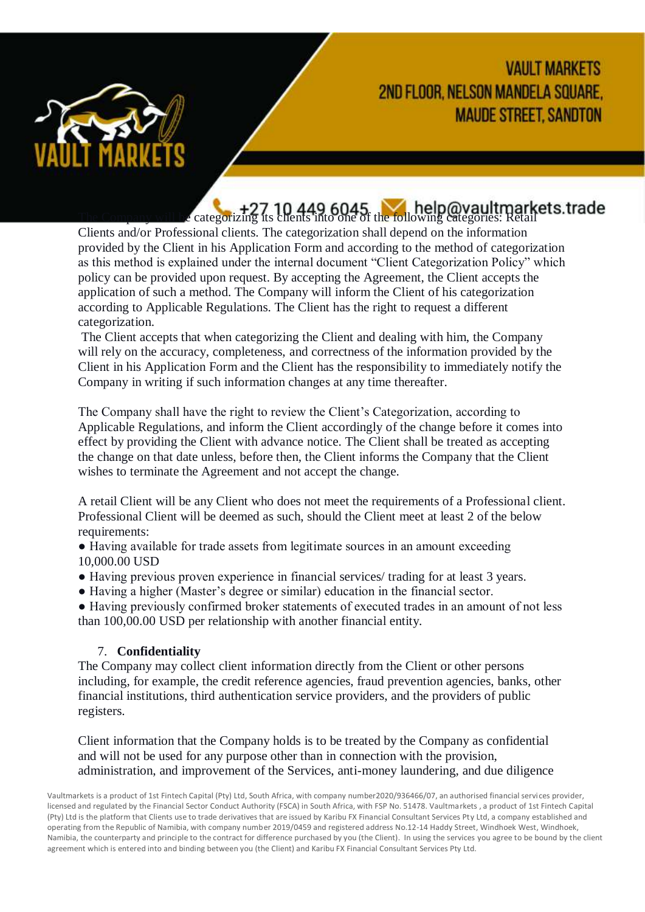The Company will be categorizing its clients into one of the following categories: Retail Clients and/or Professional clients. The categorization shall depend on the information provided by the Client in his Application Form and according to the method of categorization as this method is explained under the internal document "Client Categorization Policy" which policy can be provided upon request. By accepting the Agreement, the Client accepts the application of such a method. The Company will inform the Client of his categorization according to Applicable Regulations. The Client has the right to request a different categorization.

The Client accepts that when categorizing the Client and dealing with him, the Company will rely on the accuracy, completeness, and correctness of the information provided by the Client in his Application Form and the Client has the responsibility to immediately notify the Company in writing if such information changes at any time thereafter.

The Company shall have the right to review the Client's Categorization, according to Applicable Regulations, and inform the Client accordingly of the change before it comes into effect by providing the Client with advance notice. The Client shall be treated as accepting the change on that date unless, before then, the Client informs the Company that the Client wishes to terminate the Agreement and not accept the change.

A retail Client will be any Client who does not meet the requirements of a Professional client. Professional Client will be deemed as such, should the Client meet at least 2 of the below requirements:

- Having available for trade assets from legitimate sources in an amount exceeding 10,000.00 USD
- Having previous proven experience in financial services/ trading for at least 3 years.
- Having a higher (Master's degree or similar) education in the financial sector.
- Having previously confirmed broker statements of executed trades in an amount of not less than 100,00.00 USD per relationship with another financial entity.

7. **Confidentiality**

The Company may collect client information directly from the Client or other persons including, for example, the credit reference agencies, fraud prevention agencies, banks, other financial institutions, third authentication service providers, and the providers of public registers.

Client information that the Company holds is to be treated by the Company as confidential and will not be used for any purpose other than in connection with the provision, administration, and improvement of the Services, anti-money laundering, and due diligence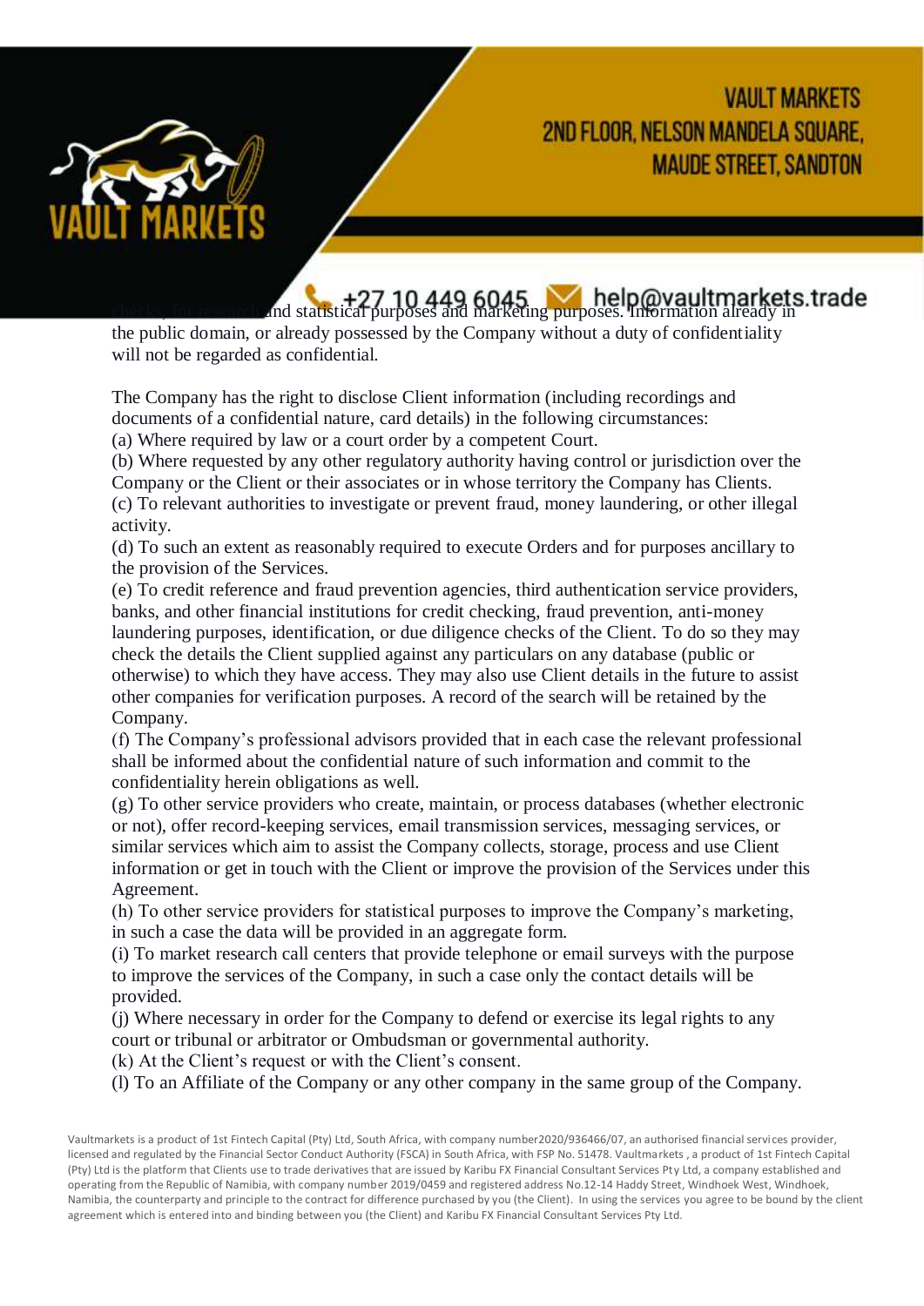checks, for research and statistical purposes and marketing purposes. Information already in the public domain, or already possessed by the Company without a duty of confidentiality will not be regarded as confidential.

The Company has the right to disclose Client information (including recordings and documents of a confidential nature, card details) in the following circumstances:

(a) Where required by law or a court order by a competent Court.

(b) Where requested by any other regulatory authority having control or jurisdiction over the Company or the Client or their associates or in whose territory the Company has Clients.

(c) To relevant authorities to investigate or prevent fraud, money laundering, or other illegal activity.

(d) To such an extent as reasonably required to execute Orders and for purposes ancillary to the provision of the Services.

(e) To credit reference and fraud prevention agencies, third authentication service providers, banks, and other financial institutions for credit checking, fraud prevention, anti-money laundering purposes, identification, or due diligence checks of the Client. To do so they may check the details the Client supplied against any particulars on any database (public or otherwise) to which they have access. They may also use Client details in the future to assist other companies for verification purposes. A record of the search will be retained by the Company.

(f) The Company's professional advisors provided that in each case the relevant professional shall be informed about the confidential nature of such information and commit to the confidentiality herein obligations as well.

(g) To other service providers who create, maintain, or process databases (whether electronic or not), offer record-keeping services, email transmission services, messaging services, or similar services which aim to assist the Company collects, storage, process and use Client information or get in touch with the Client or improve the provision of the Services under this Agreement.

(h) To other service providers for statistical purposes to improve the Company's marketing, in such a case the data will be provided in an aggregate form.

(i) To market research call centers that provide telephone or email surveys with the purpose to improve the services of the Company, in such a case only the contact details will be provided.

(j) Where necessary in order for the Company to defend or exercise its legal rights to any court or tribunal or arbitrator or Ombudsman or governmental authority.

(k) At the Client's request or with the Client's consent.

(l) To an Affiliate of the Company or any other company in the same group of the Company.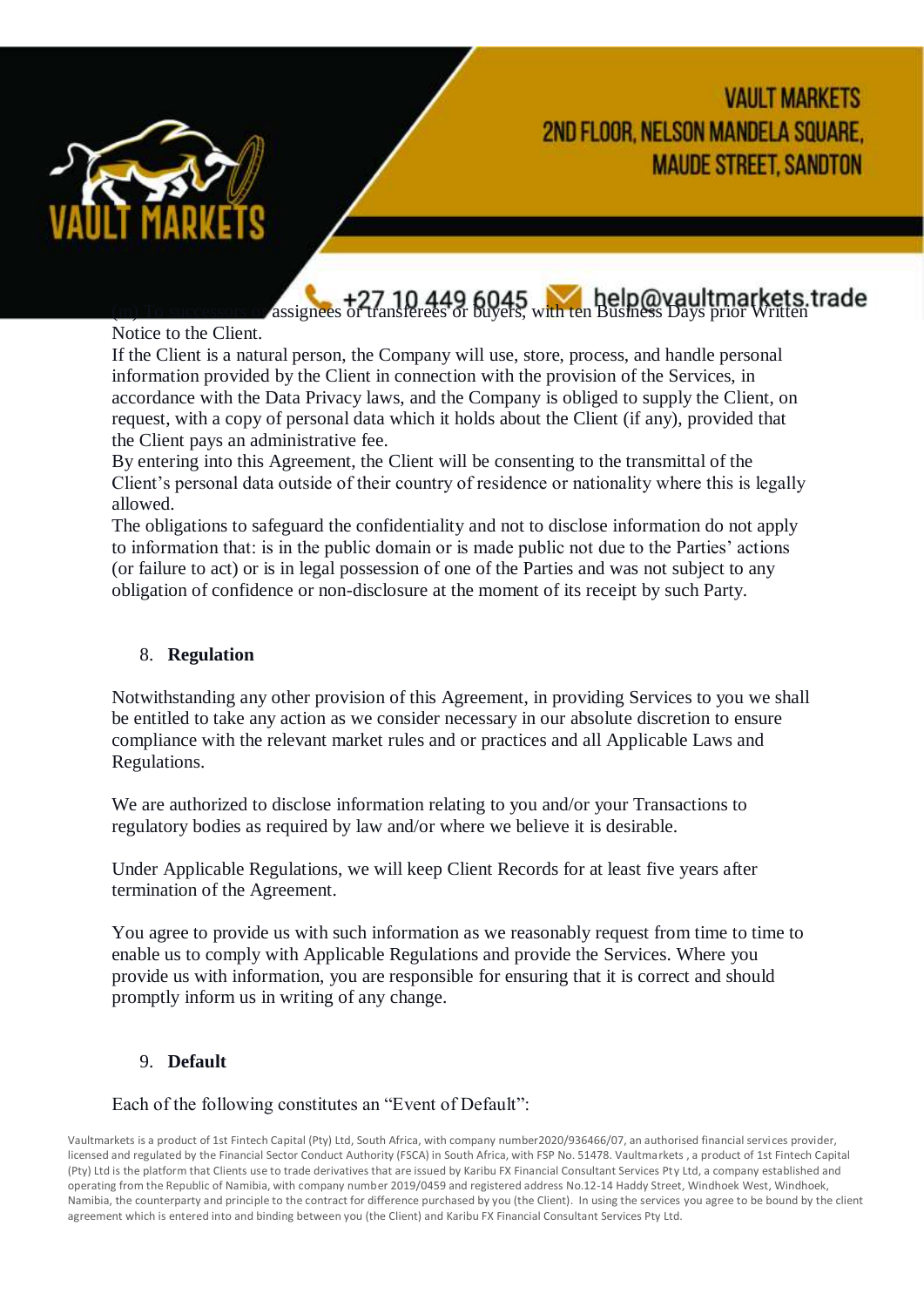(m) To successors or assignees or transferees or buyers, with ten Business Days prior Written Notice to the Client.

If the Client is a natural person, the Company will use, store, process, and handle personal information provided by the Client in connection with the provision of the Services, in accordance with the Data Privacy laws, and the Company is obliged to supply the Client, on request, with a copy of personal data which it holds about the Client (if any), provided that the Client pays an administrative fee.

By entering into this Agreement, the Client will be consenting to the transmittal of the Client's personal data outside of their country of residence or nationality where this is legally allowed.

The obligations to safeguard the confidentiality and not to disclose information do not apply to information that: is in the public domain or is made public not due to the Parties' actions (or failure to act) or is in legal possession of one of the Parties and was not subject to any obligation of confidence or non-disclosure at the moment of its receipt by such Party.

## 8. **Regulation**

Notwithstanding any other provision of this Agreement, in providing Services to you we shall be entitled to take any action as we consider necessary in our absolute discretion to ensure compliance with the relevant market rules and or practices and all Applicable Laws and Regulations.

We are authorized to disclose information relating to you and/or your Transactions to regulatory bodies as required by law and/or where we believe it is desirable.

Under Applicable Regulations, we will keep Client Records for at least five years after termination of the Agreement.

You agree to provide us with such information as we reasonably request from time to time to enable us to comply with Applicable Regulations and provide the Services. Where you provide us with information, you are responsible for ensuring that it is correct and should promptly inform us in writing of any change.

## 9. **Default**

Each of the following constitutes an "Event of Default":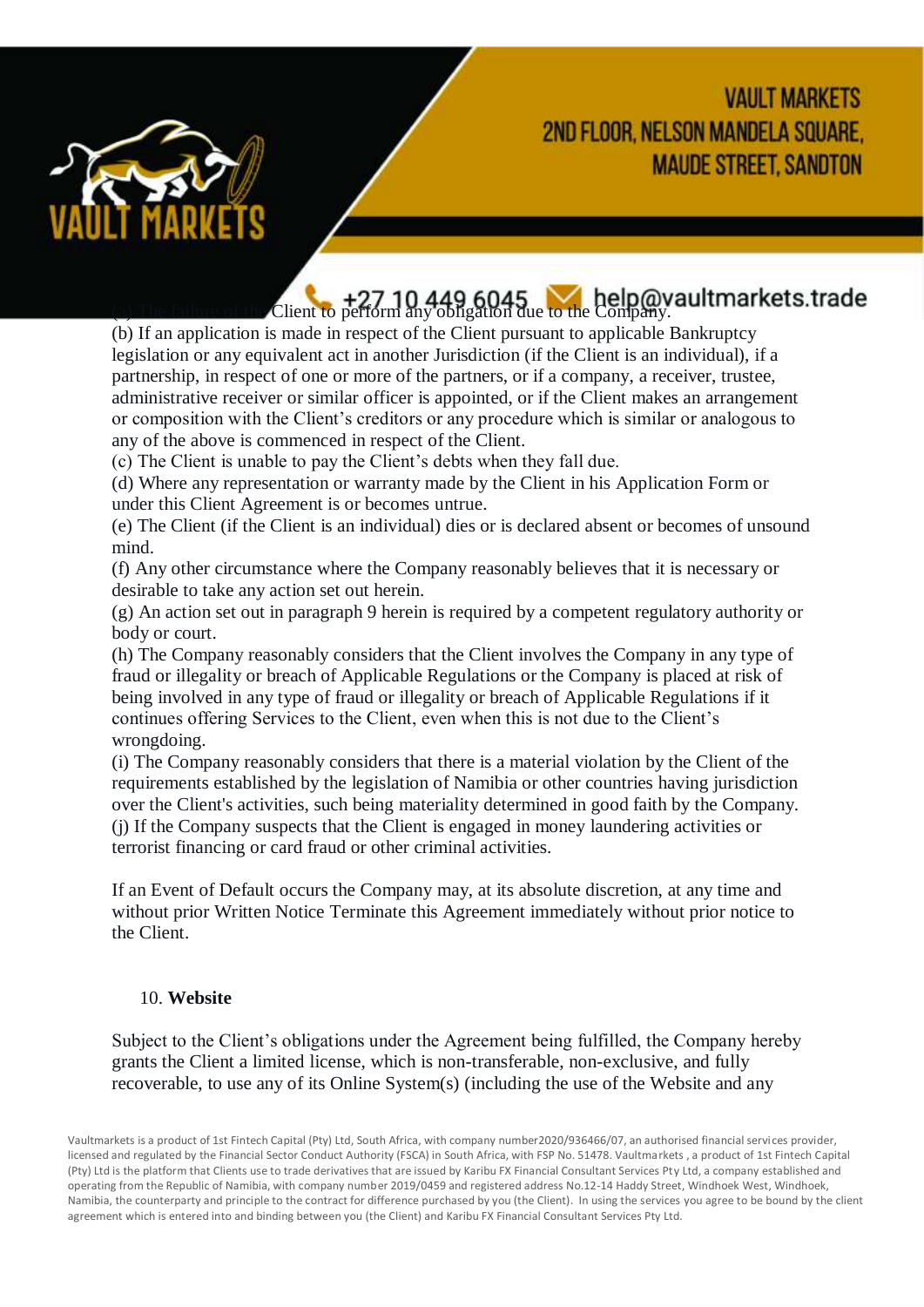(a) The failure of the Client to perform any obligation due to the Company.

(b) If an application is made in respect of the Client pursuant to applicable Bankruptcy legislation or any equivalent act in another Jurisdiction (if the Client is an individual), if a partnership, in respect of one or more of the partners, or if a company, a receiver, trustee, administrative receiver or similar officer is appointed, or if the Client makes an arrangement or composition with the Client's creditors or any procedure which is similar or analogous to any of the above is commenced in respect of the Client.

(c) The Client is unable to pay the Client's debts when they fall due.

(d) Where any representation or warranty made by the Client in his Application Form or under this Client Agreement is or becomes untrue.

(e) The Client (if the Client is an individual) dies or is declared absent or becomes of unsound mind.

(f) Any other circumstance where the Company reasonably believes that it is necessary or desirable to take any action set out herein.

(g) An action set out in paragraph 9 herein is required by a competent regulatory authority or body or court.

(h) The Company reasonably considers that the Client involves the Company in any type of fraud or illegality or breach of Applicable Regulations or the Company is placed at risk of being involved in any type of fraud or illegality or breach of Applicable Regulations if it continues offering Services to the Client, even when this is not due to the Client's wrongdoing.

(i) The Company reasonably considers that there is a material violation by the Client of the requirements established by the legislation of Namibia or other countries having jurisdiction over the Client's activities, such being materiality determined in good faith by the Company.

(j) If the Company suspects that the Client is engaged in money laundering activities or terrorist financing or card fraud or other criminal activities.

If an Event of Default occurs the Company may, at its absolute discretion, at any time and without prior Written Notice Terminate this Agreement immediately without prior notice to the Client.

10. **Website**

Subject to the Client's obligations under the Agreement being fulfilled, the Company hereby grants the Client a limited license, which is non-transferable, non-exclusive, and fully recoverable, to use any of its Online System(s) (including the use of the Website and any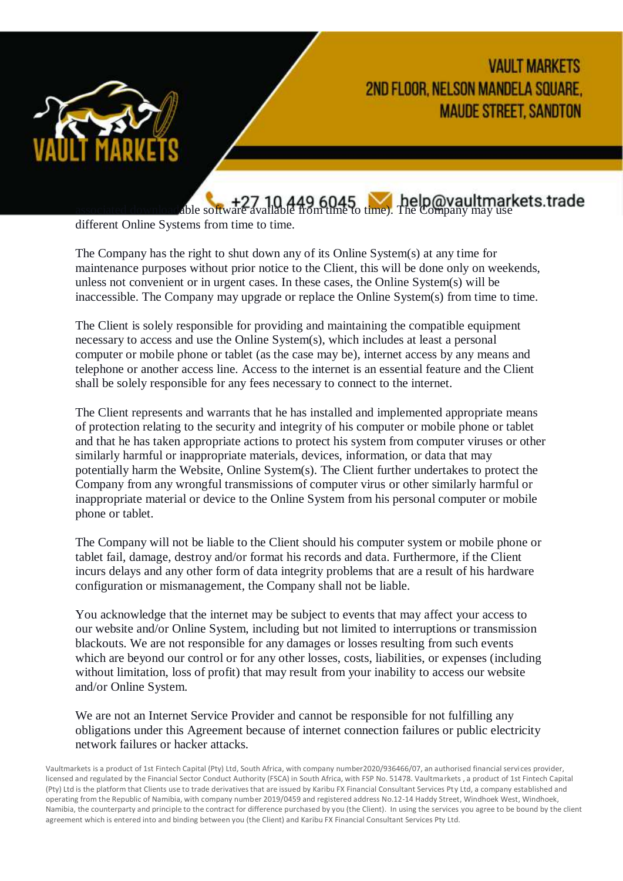associated downloadable software available from time to time). The Company may use different Online Systems from time to time.

The Company has the right to shut down any of its Online System(s) at any time for maintenance purposes without prior notice to the Client, this will be done only on weekends, unless not convenient or in urgent cases. In these cases, the Online System(s) will be inaccessible. The Company may upgrade or replace the Online System(s) from time to time.

The Client is solely responsible for providing and maintaining the compatible equipment necessary to access and use the Online System(s), which includes at least a personal computer or mobile phone or tablet (as the case may be), internet access by any means and telephone or another access line. Access to the internet is an essential feature and the Client shall be solely responsible for any fees necessary to connect to the internet.

The Client represents and warrants that he has installed and implemented appropriate means of protection relating to the security and integrity of his computer or mobile phone or tablet and that he has taken appropriate actions to protect his system from computer viruses or other similarly harmful or inappropriate materials, devices, information, or data that may potentially harm the Website, Online System(s). The Client further undertakes to protect the Company from any wrongful transmissions of computer virus or other similarly harmful or inappropriate material or device to the Online System from his personal computer or mobile phone or tablet.

The Company will not be liable to the Client should his computer system or mobile phone or tablet fail, damage, destroy and/or format his records and data. Furthermore, if the Client incurs delays and any other form of data integrity problems that are a result of his hardware configuration or mismanagement, the Company shall not be liable.

You acknowledge that the internet may be subject to events that may affect your access to our website and/or Online System, including but not limited to interruptions or transmission blackouts. We are not responsible for any damages or losses resulting from such events which are beyond our control or for any other losses, costs, liabilities, or expenses (including without limitation, loss of profit) that may result from your inability to access our website and/or Online System.

We are not an Internet Service Provider and cannot be responsible for not fulfilling any obligations under this Agreement because of internet connection failures or public electricity network failures or hacker attacks.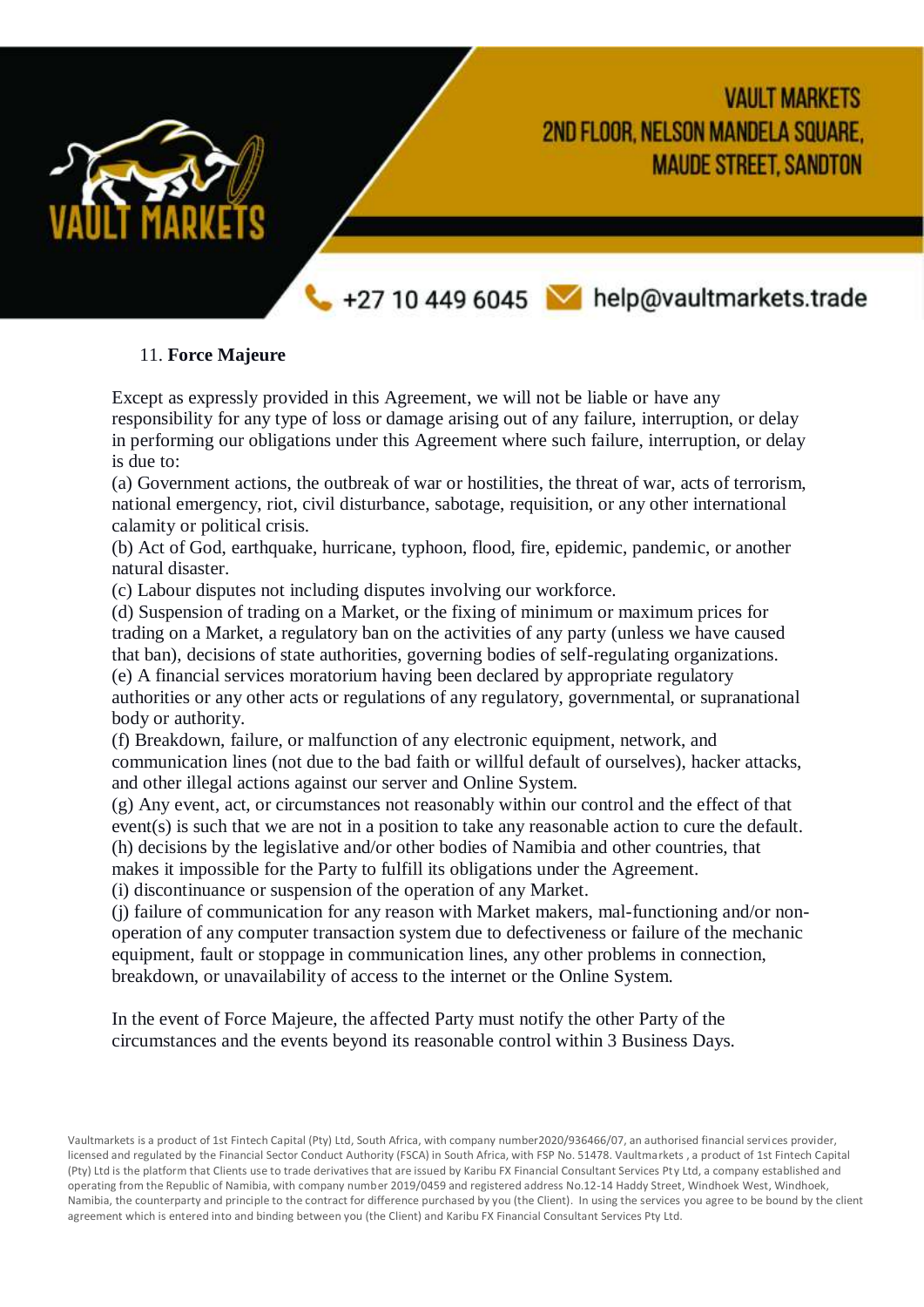## 11. **Force Majeure**

Except as expressly provided in this Agreement, we will not be liable or have any responsibility for any type of loss or damage arising out of any failure, interruption, or delay in performing our obligations under this Agreement where such failure, interruption, or delay is due to:

(a) Government actions, the outbreak of war or hostilities, the threat of war, acts of terrorism, national emergency, riot, civil disturbance, sabotage, requisition, or any other international calamity or political crisis.

(b) Act of God, earthquake, hurricane, typhoon, flood, fire, epidemic, pandemic, or another natural disaster.

(c) Labour disputes not including disputes involving our workforce.

(d) Suspension of trading on a Market, or the fixing of minimum or maximum prices for trading on a Market, a regulatory ban on the activities of any party (unless we have caused that ban), decisions of state authorities, governing bodies of self-regulating organizations.

(e) A financial services moratorium having been declared by appropriate regulatory authorities or any other acts or regulations of any regulatory, governmental, or supranational body or authority.

(f) Breakdown, failure, or malfunction of any electronic equipment, network, and communication lines (not due to the bad faith or willful default of ourselves), hacker attacks, and other illegal actions against our server and Online System.

(g) Any event, act, or circumstances not reasonably within our control and the effect of that event(s) is such that we are not in a position to take any reasonable action to cure the default.

(h) decisions by the legislative and/or other bodies of Namibia and other countries, that makes it impossible for the Party to fulfill its obligations under the Agreement.

(i) discontinuance or suspension of the operation of any Market.

(j) failure of communication for any reason with Market makers, mal-functioning and/or non-operation of any computer transaction system due to defectiveness or failure of the mechanic equipment, fault or stoppage in communication lines, any other problems in connection, breakdown, or unavailability of access to the internet or the Online System.

In the event of Force Majeure, the affected Party must notify the other Party of the circumstances and the events beyond its reasonable control within 3 Business Days.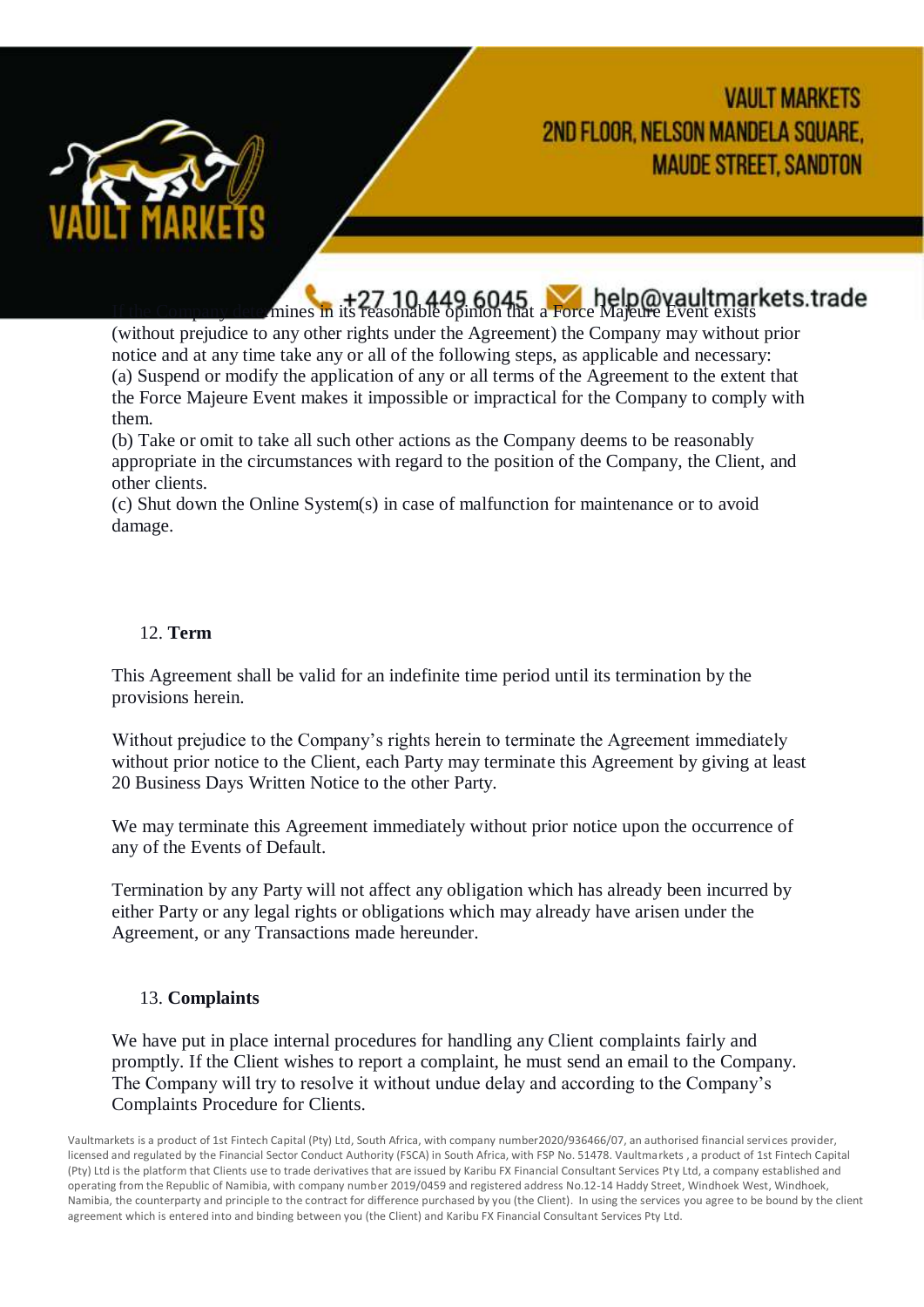If the Company determines in its reasonable opinion that a Force Majeure Event exists (without prejudice to any other rights under the Agreement) the Company may without prior notice and at any time take any or all of the following steps, as applicable and necessary:

(a) Suspend or modify the application of any or all terms of the Agreement to the extent that the Force Majeure Event makes it impossible or impractical for the Company to comply with them.

(b) Take or omit to take all such other actions as the Company deems to be reasonably appropriate in the circumstances with regard to the position of the Company, the Client, and other clients.

(c) Shut down the Online System(s) in case of malfunction for maintenance or to avoid damage.

## 12. Term

This Agreement shall be valid for an indefinite time period until its termination by the provisions herein.

Without prejudice to the Company's rights herein to terminate the Agreement immediately without prior notice to the Client, each Party may terminate this Agreement by giving at least 20 Business Days Written Notice to the other Party.

We may terminate this Agreement immediately without prior notice upon the occurrence of any of the Events of Default.

Termination by any Party will not affect any obligation which has already been incurred by either Party or any legal rights or obligations which may already have arisen under the Agreement, or any Transactions made hereunder.

## 13. Complaints

We have put in place internal procedures for handling any Client complaints fairly and promptly. If the Client wishes to report a complaint, he must send an email to the Company. The Company will try to resolve it without undue delay and according to the Company's Complaints Procedure for Clients.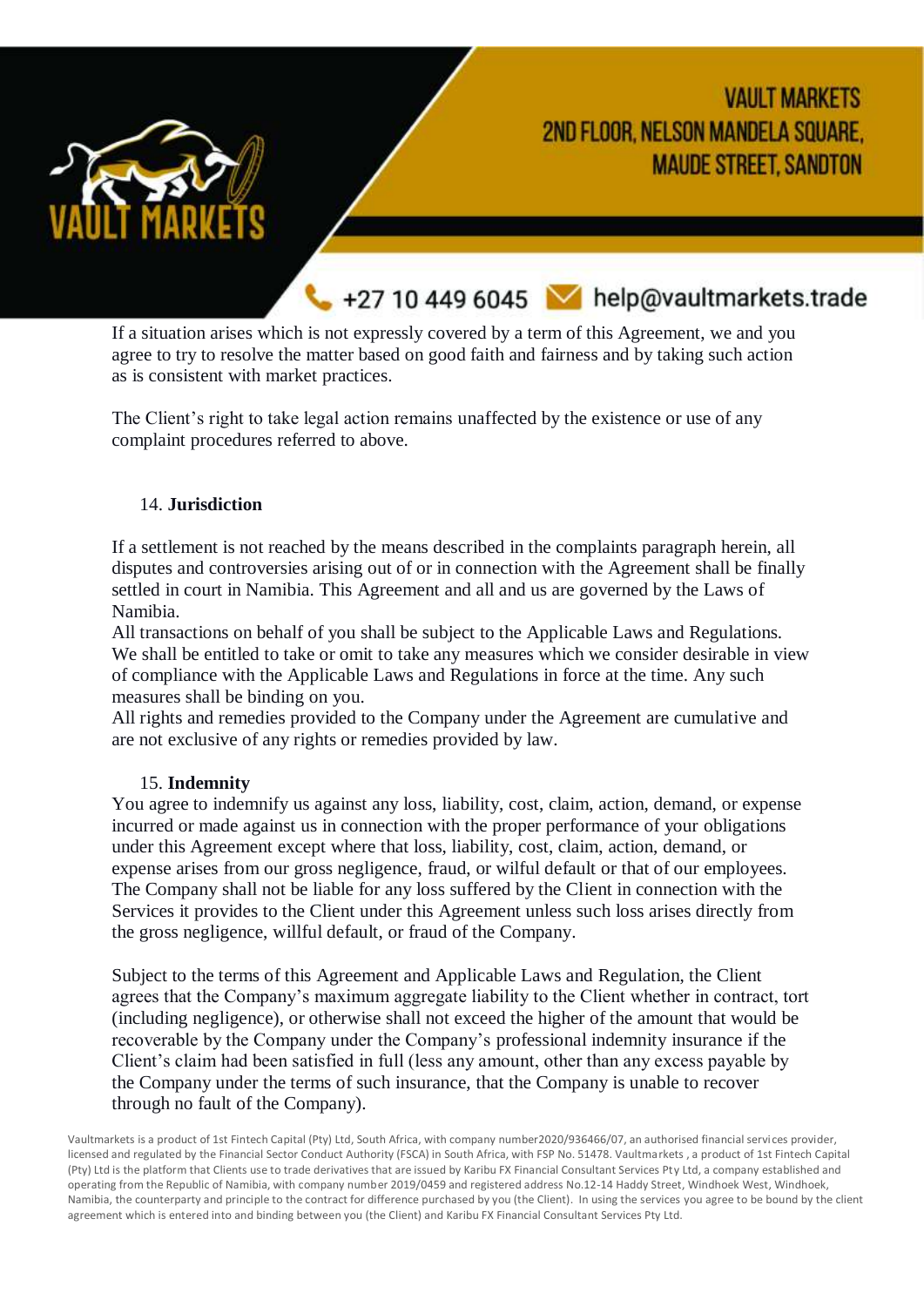If a situation arises which is not expressly covered by a term of this Agreement, we and you agree to try to resolve the matter based on good faith and fairness and by taking such action as is consistent with market practices.

The Client's right to take legal action remains unaffected by the existence or use of any complaint procedures referred to above.

## 14. Jurisdiction

If a settlement is not reached by the means described in the complaints paragraph herein, all disputes and controversies arising out of or in connection with the Agreement shall be finally settled in court in Namibia. This Agreement and all and us are governed by the Laws of Namibia.

All transactions on behalf of you shall be subject to the Applicable Laws and Regulations. We shall be entitled to take or omit to take any measures which we consider desirable in view of compliance with the Applicable Laws and Regulations in force at the time. Any such measures shall be binding on you.

All rights and remedies provided to the Company under the Agreement are cumulative and are not exclusive of any rights or remedies provided by law.

## 15. Indemnity

You agree to indemnify us against any loss, liability, cost, claim, action, demand, or expense incurred or made against us in connection with the proper performance of your obligations under this Agreement except where that loss, liability, cost, claim, action, demand, or expense arises from our gross negligence, fraud, or wilful default or that of our employees. The Company shall not be liable for any loss suffered by the Client in connection with the Services it provides to the Client under this Agreement unless such loss arises directly from the gross negligence, willful default, or fraud of the Company.

Subject to the terms of this Agreement and Applicable Laws and Regulation, the Client agrees that the Company's maximum aggregate liability to the Client whether in contract, tort (including negligence), or otherwise shall not exceed the higher of the amount that would be recoverable by the Company under the Company's professional indemnity insurance if the Client's claim had been satisfied in full (less any amount, other than any excess payable by the Company under the terms of such insurance, that the Company is unable to recover through no fault of the Company).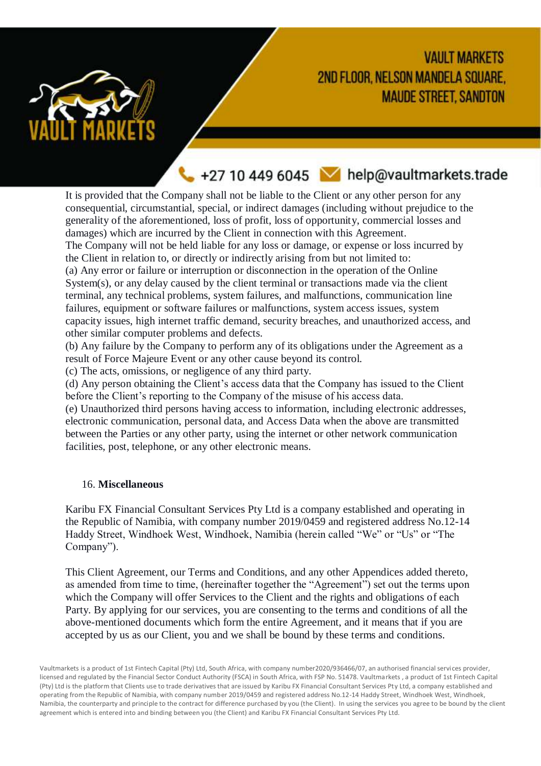It is provided that the Company shall not be liable to the Client or any other person for any consequential, circumstantial, special, or indirect damages (including without prejudice to the generality of the aforementioned, loss of profit, loss of opportunity, commercial losses and damages) which are incurred by the Client in connection with this Agreement.

The Company will not be held liable for any loss or damage, or expense or loss incurred by the Client in relation to, or directly or indirectly arising from but not limited to:

(a) Any error or failure or interruption or disconnection in the operation of the Online System(s), or any delay caused by the client terminal or transactions made via the client terminal, any technical problems, system failures, and malfunctions, communication line failures, equipment or software failures or malfunctions, system access issues, system capacity issues, high internet traffic demand, security breaches, and unauthorized access, and other similar computer problems and defects.

(b) Any failure by the Company to perform any of its obligations under the Agreement as a result of Force Majeure Event or any other cause beyond its control.

(c) The acts, omissions, or negligence of any third party.

(d) Any person obtaining the Client's access data that the Company has issued to the Client before the Client's reporting to the Company of the misuse of his access data.

(e) Unauthorized third persons having access to information, including electronic addresses, electronic communication, personal data, and Access Data when the above are transmitted between the Parties or any other party, using the internet or other network communication facilities, post, telephone, or any other electronic means.

## 16. **Miscellaneous**

Karibu FX Financial Consultant Services Pty Ltd is a company established and operating in the Republic of Namibia, with company number 2019/0459 and registered address No.12-14 Haddy Street, Windhoek West, Windhoek, Namibia (herein called "We" or "Us" or "The Company").

This Client Agreement, our Terms and Conditions, and any other Appendices added thereto, as amended from time to time, (hereinafter together the "Agreement") set out the terms upon which the Company will offer Services to the Client and the rights and obligations of each Party. By applying for our services, you are consenting to the terms and conditions of all the above-mentioned documents which form the entire Agreement, and it means that if you are accepted by us as our Client, you and we shall be bound by these terms and conditions.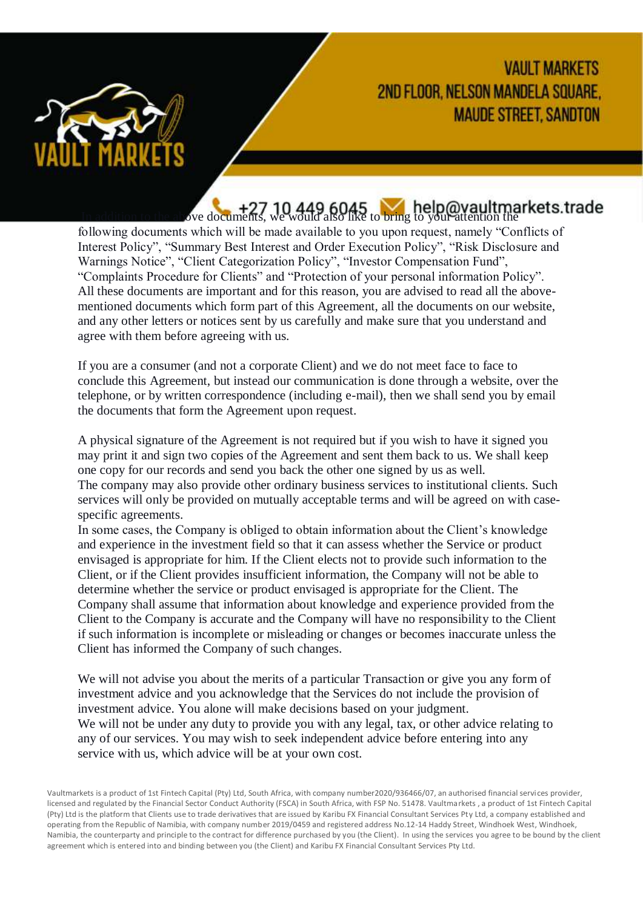In addition to the above documents, we would also like to bring to your attention the following documents which will be made available to you upon request, namely "Conflicts of Interest Policy", "Summary Best Interest and Order Execution Policy", "Risk Disclosure and Warnings Notice", "Client Categorization Policy", "Investor Compensation Fund", "Complaints Procedure for Clients" and "Protection of your personal information Policy". All these documents are important and for this reason, you are advised to read all the above-mentioned documents which form part of this Agreement, all the documents on our website, and any other letters or notices sent by us carefully and make sure that you understand and agree with them before agreeing with us.

If you are a consumer (and not a corporate Client) and we do not meet face to face to conclude this Agreement, but instead our communication is done through a website, over the telephone, or by written correspondence (including e-mail), then we shall send you by email the documents that form the Agreement upon request.

A physical signature of the Agreement is not required but if you wish to have it signed you may print it and sign two copies of the Agreement and sent them back to us. We shall keep one copy for our records and send you back the other one signed by us as well.
The company may also provide other ordinary business services to institutional clients. Such services will only be provided on mutually acceptable terms and will be agreed on with case-specific agreements.
In some cases, the Company is obliged to obtain information about the Client's knowledge and experience in the investment field so that it can assess whether the Service or product envisaged is appropriate for him. If the Client elects not to provide such information to the Client, or if the Client provides insufficient information, the Company will not be able to determine whether the service or product envisaged is appropriate for the Client. The Company shall assume that information about knowledge and experience provided from the Client to the Company is accurate and the Company will have no responsibility to the Client if such information is incomplete or misleading or changes or becomes inaccurate unless the Client has informed the Company of such changes.

We will not advise you about the merits of a particular Transaction or give you any form of investment advice and you acknowledge that the Services do not include the provision of investment advice. You alone will make decisions based on your judgment.
We will not be under any duty to provide you with any legal, tax, or other advice relating to any of our services. You may wish to seek independent advice before entering into any service with us, which advice will be at your own cost.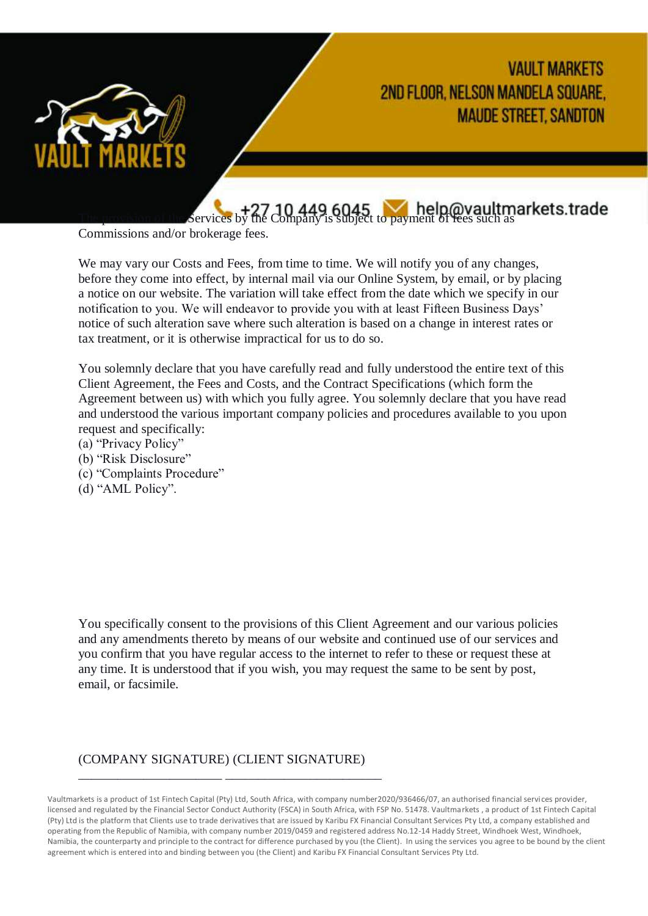The provision of the Services by the Company is subject to payment of fees such as Commissions and/or brokerage fees.

We may vary our Costs and Fees, from time to time. We will notify you of any changes, before they come into effect, by internal mail via our Online System, by email, or by placing a notice on our website. The variation will take effect from the date which we specify in our notification to you. We will endeavor to provide you with at least Fifteen Business Days' notice of such alteration save where such alteration is based on a change in interest rates or tax treatment, or it is otherwise impractical for us to do so.

You solemnly declare that you have carefully read and fully understood the entire text of this Client Agreement, the Fees and Costs, and the Contract Specifications (which form the Agreement between us) with which you fully agree. You solemnly declare that you have read and understood the various important company policies and procedures available to you upon request and specifically:

(a) "Privacy Policy"
(b) "Risk Disclosure"
(c) "Complaints Procedure"
(d) "AML Policy".

You specifically consent to the provisions of this Client Agreement and our various policies and any amendments thereto by means of our website and continued use of our services and you confirm that you have regular access to the internet to refer to these or request these at any time. It is understood that if you wish, you may request the same to be sent by post, email, or facsimile.

(COMPANY SIGNATURE) (CLIENT SIGNATURE)

______________________ ________________________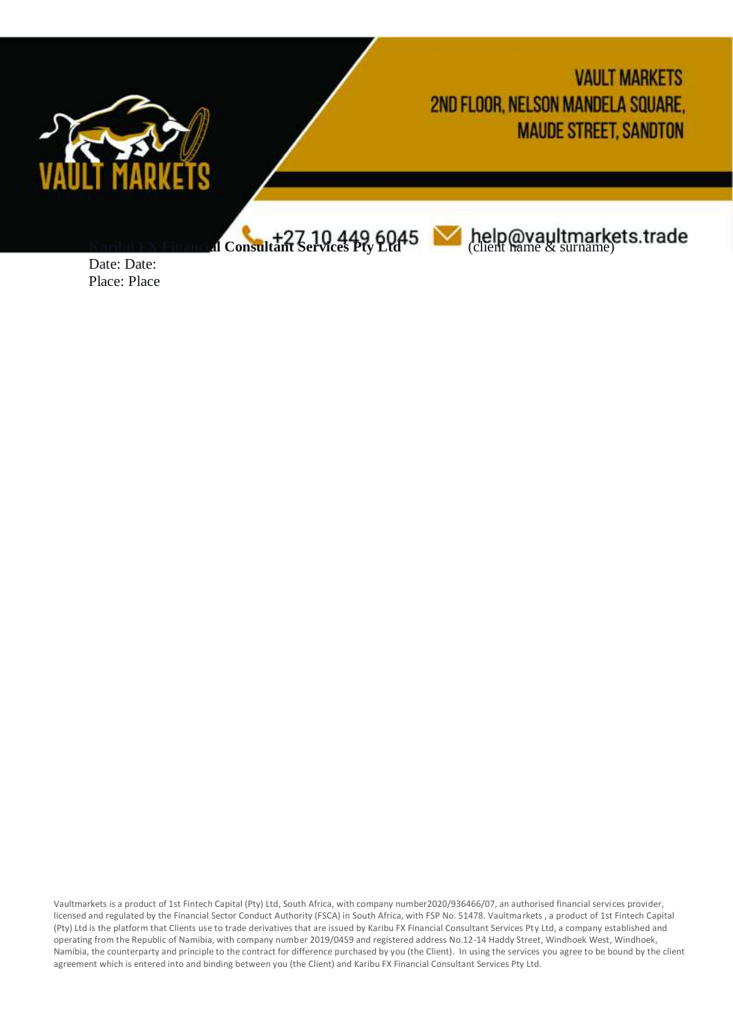**VAULT MARKETS**
**2ND FLOOR, NELSON MANDELA SQUARE, MAUDE STREET, SANDTON**

+27 10 449 6045 help@vaultmarkets.trade

**Karibu FX Financial Consultant Services Pty Ltd** (client name & surname)

Date: Date:

Place: Place

Vaultmarkets is a product of 1st Fintech Capital (Pty) Ltd, South Africa, with company number2020/936466/07, an authorised financial services provider, licensed and regulated by the Financial Sector Conduct Authority (FSCA) in South Africa, with FSP No. 51478. Vaultmarkets , a product of 1st Fintech Capital (Pty) Ltd is the platform that Clients use to trade derivatives that are issued by Karibu FX Financial Consultant Services Pty Ltd, a company established and operating from the Republic of Namibia, with company number 2019/0459 and registered address No.12-14 Haddy Street, Windhoek West, Windhoek, Namibia, the counterparty and principle to the contract for difference purchased by you (the Client). In using the services you agree to be bound by the client agreement which is entered into and binding between you (the Client) and Karibu FX Financial Consultant Services Pty Ltd.